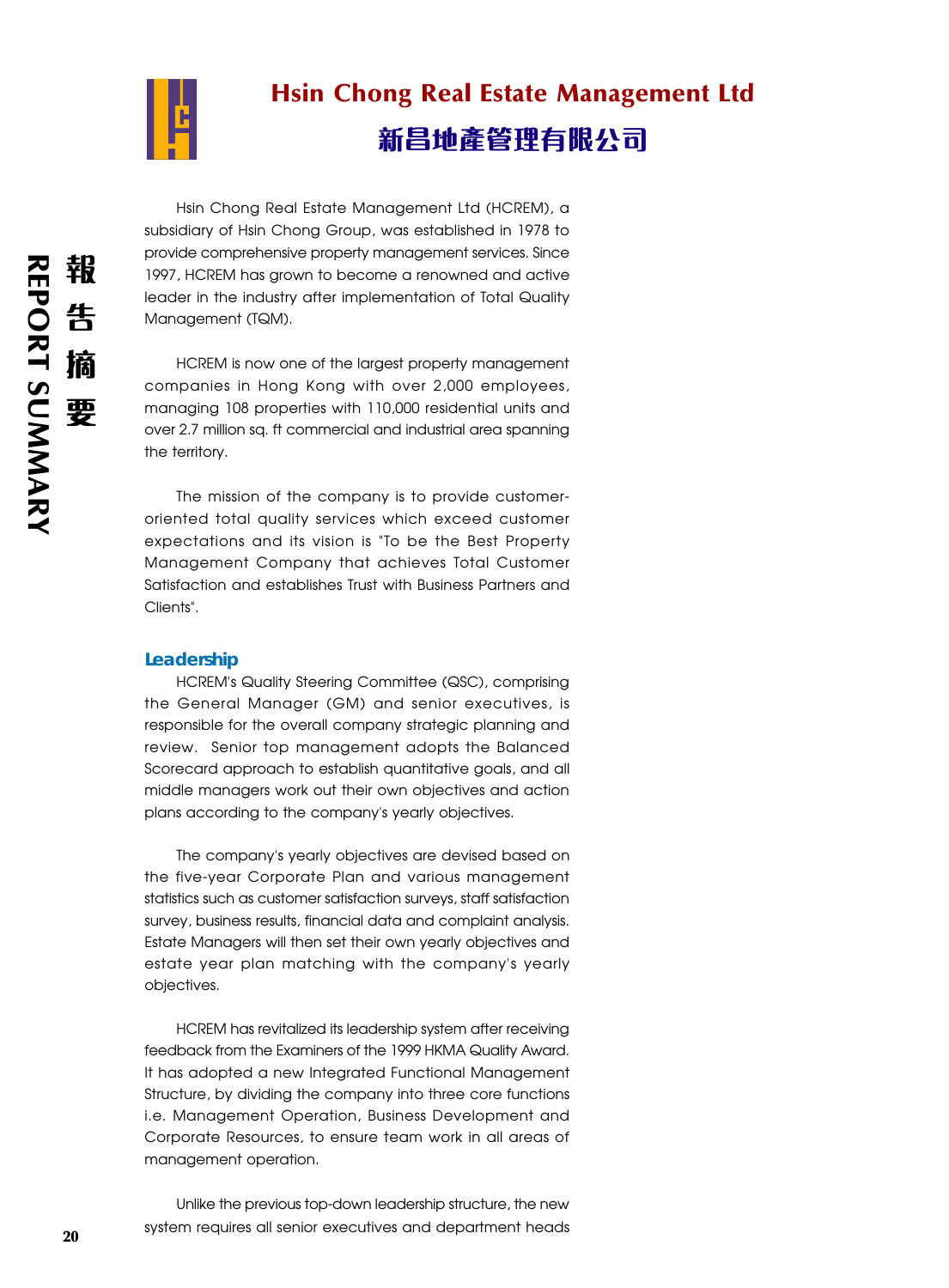# Hsin Chong Real Estate Management Ltd

# 新昌地產管理有限公司

Hsin Chong Real Estate Management Ltd (HCREM), a subsidiary of Hsin Chong Group, was established in 1978 to provide comprehensive property management services. Since 1997, HCREM has grown to become a renowned and active leader in the industry after implementation of Total Quality Management (TQM).

HCREM is now one of the largest property management companies in Hong Kong with over 2,000 employees, managing 108 properties with 110,000 residential units and over 2.7 million sq. ft commercial and industrial area spanning the territory.

The mission of the company is to provide customer-oriented total quality services which exceed customer expectations and its vision is "To be the Best Property Management Company that achieves Total Customer Satisfaction and establishes Trust with Business Partners and Clients".

## Leadership

HCREM's Quality Steering Committee (QSC), comprising the General Manager (GM) and senior executives, is responsible for the overall company strategic planning and review. Senior top management adopts the Balanced Scorecard approach to establish quantitative goals, and all middle managers work out their own objectives and action plans according to the company's yearly objectives.

The company's yearly objectives are devised based on the five-year Corporate Plan and various management statistics such as customer satisfaction surveys, staff satisfaction survey, business results, financial data and complaint analysis. Estate Managers will then set their own yearly objectives and estate year plan matching with the company's yearly objectives.

HCREM has revitalized its leadership system after receiving feedback from the Examiners of the 1999 HKMA Quality Award. It has adopted a new Integrated Functional Management Structure, by dividing the company into three core functions i.e. Management Operation, Business Development and Corporate Resources, to ensure team work in all areas of management operation.

Unlike the previous top-down leadership structure, the new system requires all senior executives and department heads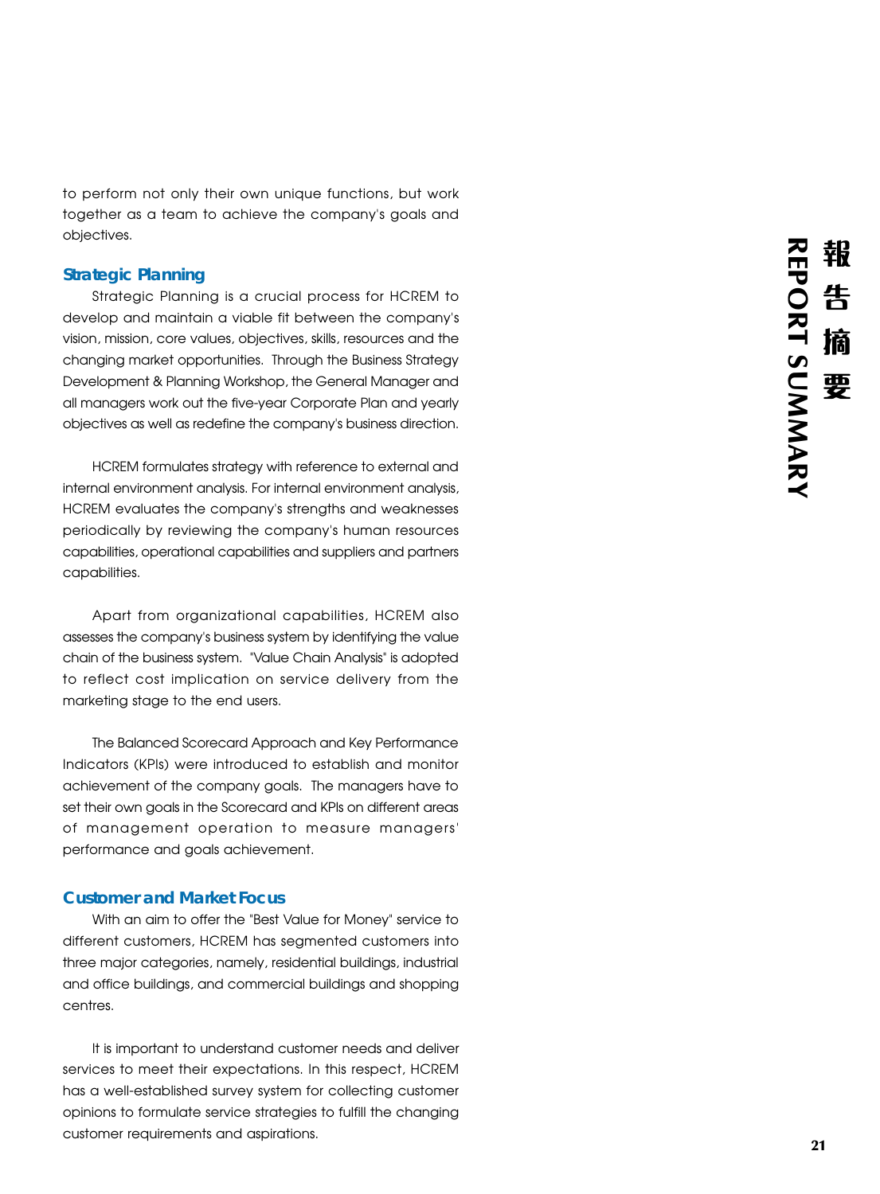to perform not only their own unique functions, but work together as a team to achieve the company's goals and objectives.

### Strategic Planning

Strategic Planning is a crucial process for HCREM to develop and maintain a viable fit between the company's vision, mission, core values, objectives, skills, resources and the changing market opportunities. Through the Business Strategy Development & Planning Workshop, the General Manager and all managers work out the five-year Corporate Plan and yearly objectives as well as redefine the company's business direction.

HCREM formulates strategy with reference to external and internal environment analysis. For internal environment analysis, HCREM evaluates the company's strengths and weaknesses periodically by reviewing the company's human resources capabilities, operational capabilities and suppliers and partners capabilities.

Apart from organizational capabilities, HCREM also assesses the company's business system by identifying the value chain of the business system. "Value Chain Analysis" is adopted to reflect cost implication on service delivery from the marketing stage to the end users.

The Balanced Scorecard Approach and Key Performance Indicators (KPIs) were introduced to establish and monitor achievement of the company goals. The managers have to set their own goals in the Scorecard and KPIs on different areas of management operation to measure managers' performance and goals achievement.

### Customer and Market Focus

With an aim to offer the "Best Value for Money" service to different customers, HCREM has segmented customers into three major categories, namely, residential buildings, industrial and office buildings, and commercial buildings and shopping centres.

It is important to understand customer needs and deliver services to meet their expectations. In this respect, HCREM has a well-established survey system for collecting customer opinions to formulate service strategies to fulfill the changing customer requirements and aspirations.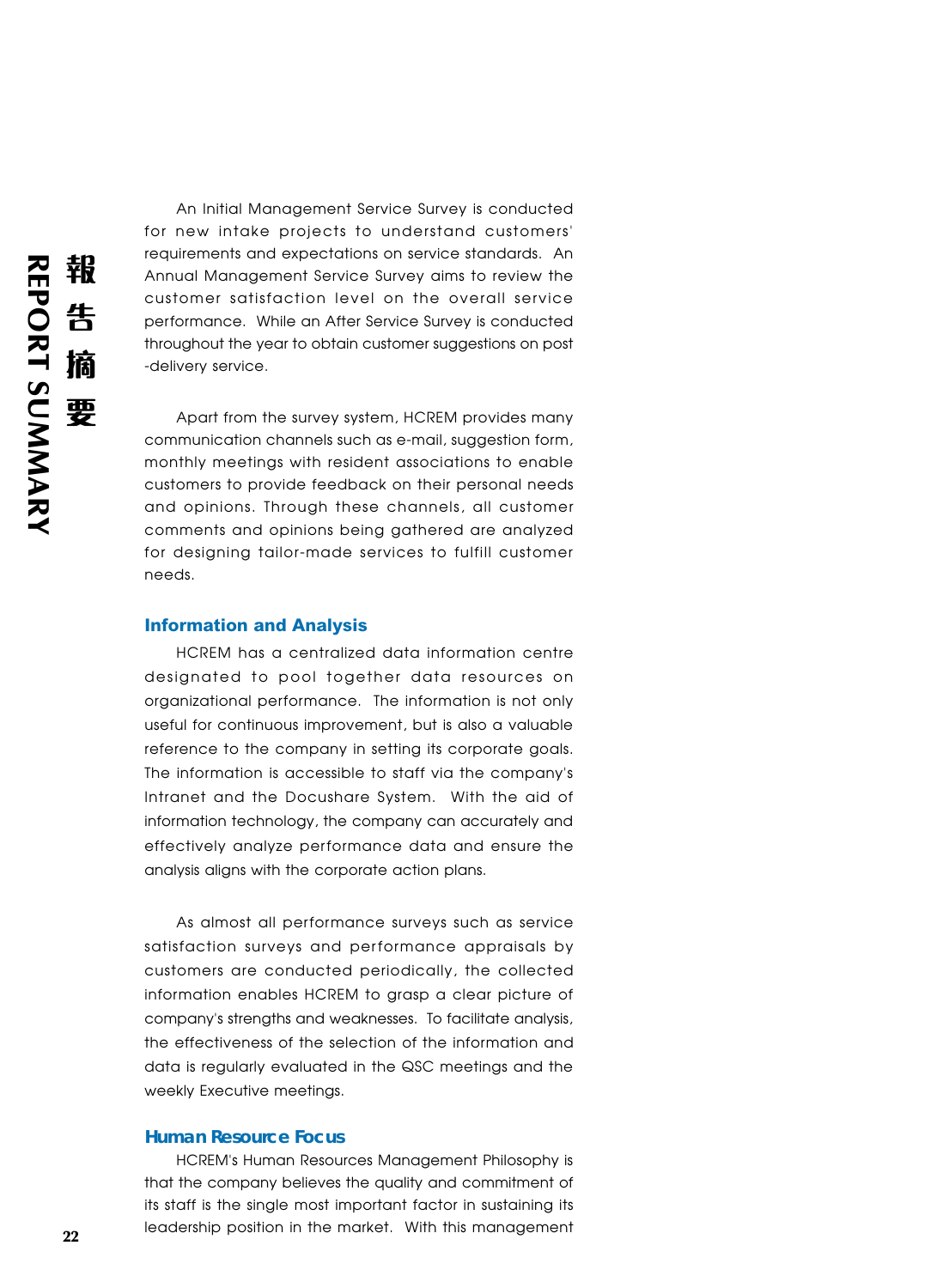An Initial Management Service Survey is conducted for new intake projects to understand customers' requirements and expectations on service standards. An Annual Management Service Survey aims to review the customer satisfaction level on the overall service performance. While an After Service Survey is conducted throughout the year to obtain customer suggestions on post -delivery service.

Apart from the survey system, HCREM provides many communication channels such as e-mail, suggestion form, monthly meetings with resident associations to enable customers to provide feedback on their personal needs and opinions. Through these channels, all customer comments and opinions being gathered are analyzed for designing tailor-made services to fulfill customer needs.

## Information and Analysis

HCREM has a centralized data information centre designated to pool together data resources on organizational performance. The information is not only useful for continuous improvement, but is also a valuable reference to the company in setting its corporate goals. The information is accessible to staff via the company's Intranet and the Docushare System. With the aid of information technology, the company can accurately and effectively analyze performance data and ensure the analysis aligns with the corporate action plans.

As almost all performance surveys such as service satisfaction surveys and performance appraisals by customers are conducted periodically, the collected information enables HCREM to grasp a clear picture of company's strengths and weaknesses. To facilitate analysis, the effectiveness of the selection of the information and data is regularly evaluated in the QSC meetings and the weekly Executive meetings.

## Human Resource Focus

HCREM's Human Resources Management Philosophy is that the company believes the quality and commitment of its staff is the single most important factor in sustaining its leadership position in the market. With this management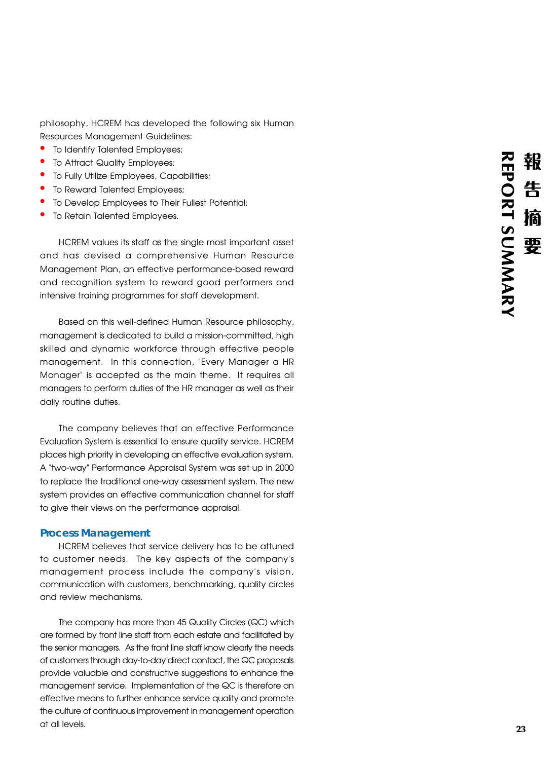philosophy, HCREM has developed the following six Human Resources Management Guidelines:

- To Identify Talented Employees;
- To Attract Quality Employees;
- To Fully Utilize Employees, Capabilities;
- To Reward Talented Employees;
- To Develop Employees to Their Fullest Potential;
- To Retain Talented Employees.

HCREM values its staff as the single most important asset and has devised a comprehensive Human Resource Management Plan, an effective performance-based reward and recognition system to reward good performers and intensive training programmes for staff development.

Based on this well-defined Human Resource philosophy, management is dedicated to build a mission-committed, high skilled and dynamic workforce through effective people management. In this connection, "Every Manager a HR Manager" is accepted as the main theme. It requires all managers to perform duties of the HR manager as well as their daily routine duties.

The company believes that an effective Performance Evaluation System is essential to ensure quality service. HCREM places high priority in developing an effective evaluation system. A "two-way" Performance Appraisal System was set up in 2000 to replace the traditional one-way assessment system. The new system provides an effective communication channel for staff to give their views on the performance appraisal.

## Process Management

HCREM believes that service delivery has to be attuned to customer needs. The key aspects of the company's management process include the company's vision, communication with customers, benchmarking, quality circles and review mechanisms.

The company has more than 45 Quality Circles (QC) which are formed by front line staff from each estate and facilitated by the senior managers. As the front line staff know clearly the needs of customers through day-to-day direct contact, the QC proposals provide valuable and constructive suggestions to enhance the management service. Implementation of the QC is therefore an effective means to further enhance service quality and promote the culture of continuous improvement in management operation at all levels.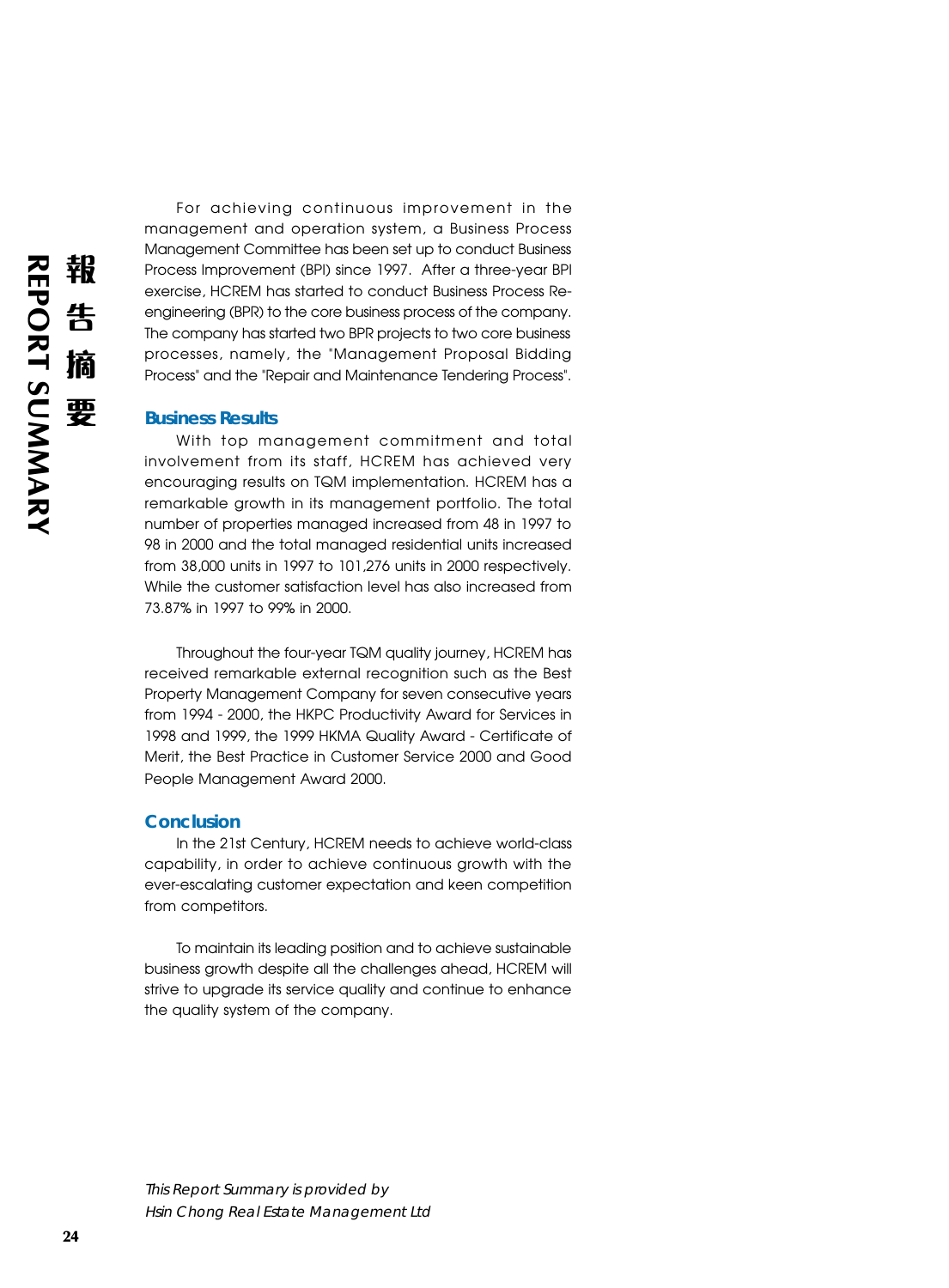For achieving continuous improvement in the management and operation system, a Business Process Management Committee has been set up to conduct Business Process Improvement (BPI) since 1997. After a three-year BPI exercise, HCREM has started to conduct Business Process Re-engineering (BPR) to the core business process of the company. The company has started two BPR projects to two core business processes, namely, the "Management Proposal Bidding Process" and the "Repair and Maintenance Tendering Process".

## Business Results

With top management commitment and total involvement from its staff, HCREM has achieved very encouraging results on TQM implementation. HCREM has a remarkable growth in its management portfolio. The total number of properties managed increased from 48 in 1997 to 98 in 2000 and the total managed residential units increased from 38,000 units in 1997 to 101,276 units in 2000 respectively. While the customer satisfaction level has also increased from 73.87% in 1997 to 99% in 2000.

Throughout the four-year TQM quality journey, HCREM has received remarkable external recognition such as the Best Property Management Company for seven consecutive years from 1994 - 2000, the HKPC Productivity Award for Services in 1998 and 1999, the 1999 HKMA Quality Award - Certificate of Merit, the Best Practice in Customer Service 2000 and Good People Management Award 2000.

## Conclusion

In the 21st Century, HCREM needs to achieve world-class capability, in order to achieve continuous growth with the ever-escalating customer expectation and keen competition from competitors.

To maintain its leading position and to achieve sustainable business growth despite all the challenges ahead, HCREM will strive to upgrade its service quality and continue to enhance the quality system of the company.

*This Report Summary is provided by*
*Hsin Chong Real Estate Management Ltd*